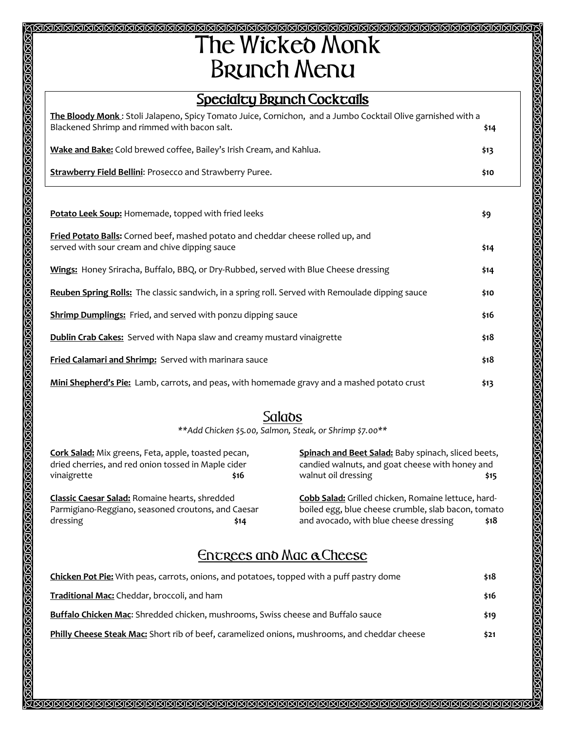# The Wicked Monk
# Brunch Menu

## Specialty Brunch Cocktails

**The Bloody Monk** : Stoli Jalapeno, Spicy Tomato Juice, Cornichon, and a Jumbo Cocktail Olive garnished with a Blackened Shrimp and rimmed with bacon salt. **$14**

**Wake and Bake:** Cold brewed coffee, Bailey's Irish Cream, and Kahlua. **$13**

**Strawberry Field Bellini**: Prosecco and Strawberry Puree. **$10**

**Potato Leek Soup:** Homemade, topped with fried leeks **$9**

**Fried Potato Balls:** Corned beef, mashed potato and cheddar cheese rolled up, and served with sour cream and chive dipping sauce **$14**

**Wings:** Honey Sriracha, Buffalo, BBQ, or Dry-Rubbed, served with Blue Cheese dressing **$14**

**Reuben Spring Rolls:** The classic sandwich, in a spring roll. Served with Remoulade dipping sauce **$10**

**Shrimp Dumplings:** Fried, and served with ponzu dipping sauce **$16**

**Dublin Crab Cakes:** Served with Napa slaw and creamy mustard vinaigrette **$18**

**Fried Calamari and Shrimp:** Served with marinara sauce **$18**

**Mini Shepherd's Pie:** Lamb, carrots, and peas, with homemade gravy and a mashed potato crust **$13**

## Salads

***Add Chicken $5.00, Salmon, Steak, or Shrimp $7.00***

**Cork Salad:** Mix greens, Feta, apple, toasted pecan, dried cherries, and red onion tossed in Maple cider vinaigrette **$16**

**Classic Caesar Salad:** Romaine hearts, shredded Parmigiano-Reggiano, seasoned croutons, and Caesar dressing **$14**

**Spinach and Beet Salad:** Baby spinach, sliced beets, candied walnuts, and goat cheese with honey and walnut oil dressing **$15**

**Cobb Salad:** Grilled chicken, Romaine lettuce, hard-boiled egg, blue cheese crumble, slab bacon, tomato and avocado, with blue cheese dressing **$18**

## Entrees and Mac & Cheese

**Chicken Pot Pie:** With peas, carrots, onions, and potatoes, topped with a puff pastry dome **$18**

**Traditional Mac:** Cheddar, broccoli, and ham **$16**

**Buffalo Chicken Mac**: Shredded chicken, mushrooms, Swiss cheese and Buffalo sauce **$19**

**Philly Cheese Steak Mac:** Short rib of beef, caramelized onions, mushrooms, and cheddar cheese **$21**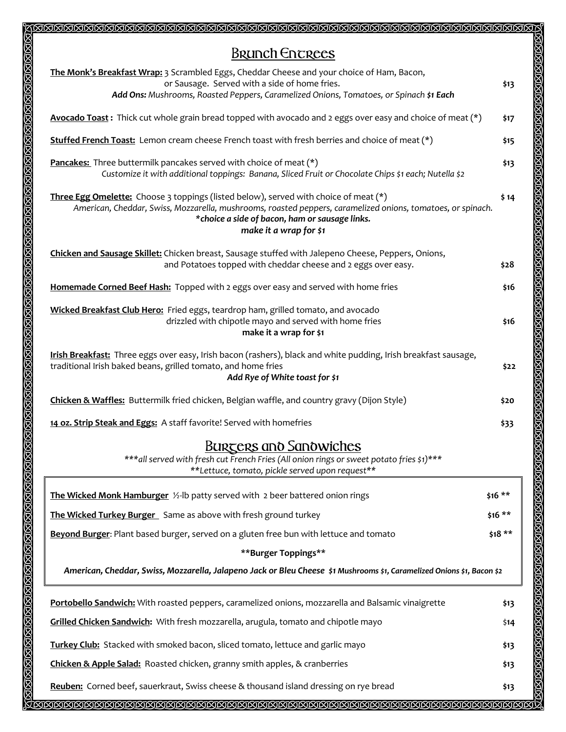# Brunch Entrees

**The Monk's Breakfast Wrap:** 3 Scrambled Eggs, Cheddar Cheese and your choice of Ham, Bacon, or Sausage. Served with a side of home fries. **$13**
***Add Ons:*** *Mushrooms, Roasted Peppers, Caramelized Onions, Tomatoes, or Spinach* ***$1 Each***

**Avocado Toast :** Thick cut whole grain bread topped with avocado and 2 eggs over easy and choice of meat (*) **$17**

**Stuffed French Toast:** Lemon cream cheese French toast with fresh berries and choice of meat (*) **$15**

**Pancakes:** Three buttermilk pancakes served with choice of meat (*) **$13**
*Customize it with additional toppings: Banana, Sliced Fruit or Chocolate Chips $1 each; Nutella $2*

**Three Egg Omelette:** Choose 3 toppings (listed below), served with choice of meat (*) **$ 14**
*American, Cheddar, Swiss, Mozzarella, mushrooms, roasted peppers, caramelized onions, tomatoes, or spinach.*
***\*choice a side of bacon, ham or sausage links.***
***make it a wrap for $1***

**Chicken and Sausage Skillet:** Chicken breast, Sausage stuffed with Jalepeno Cheese, Peppers, Onions, and Potatoes topped with cheddar cheese and 2 eggs over easy. **$28**

**Homemade Corned Beef Hash:** Topped with 2 eggs over easy and served with home fries **$16**

**Wicked Breakfast Club Hero:** Fried eggs, teardrop ham, grilled tomato, and avocado drizzled with chipotle mayo and served with home fries **$16**
**make it a wrap for $1**

**Irish Breakfast:** Three eggs over easy, Irish bacon (rashers), black and white pudding, Irish breakfast sausage, traditional Irish baked beans, grilled tomato, and home fries **$22**
***Add Rye of White toast for $1***

**Chicken & Waffles:** Buttermilk fried chicken, Belgian waffle, and country gravy (Dijon Style) **$20**

**14 oz. Strip Steak and Eggs:** A staff favorite! Served with homefries **$33**

# Burgers and Sandwiches

****all served with fresh cut French Fries (All onion rings or sweet potato fries $1)****
***Lettuce, tomato, pickle served upon request***

**The Wicked Monk Hamburger** ½-lb patty served with 2 beer battered onion rings **$16 \*\***

**The Wicked Turkey Burger** Same as above with fresh ground turkey **$16 \*\***

**Beyond Burger**: Plant based burger, served on a gluten free bun with lettuce and tomato **$18 \*\***

****Burger Toppings****

***American, Cheddar, Swiss, Mozzarella, Jalapeno Jack or Bleu Cheese*** ***$1 Mushrooms $1, Caramelized Onions $1, Bacon $2***

**Portobello Sandwich:** With roasted peppers, caramelized onions, mozzarella and Balsamic vinaigrette **$13**

**Grilled Chicken Sandwich:** With fresh mozzarella, arugula, tomato and chipotle mayo **$14**

**Turkey Club:** Stacked with smoked bacon, sliced tomato, lettuce and garlic mayo **$13**

**Chicken & Apple Salad:** Roasted chicken, granny smith apples, & cranberries **$13**

**Reuben:** Corned beef, sauerkraut, Swiss cheese & thousand island dressing on rye bread **$13**